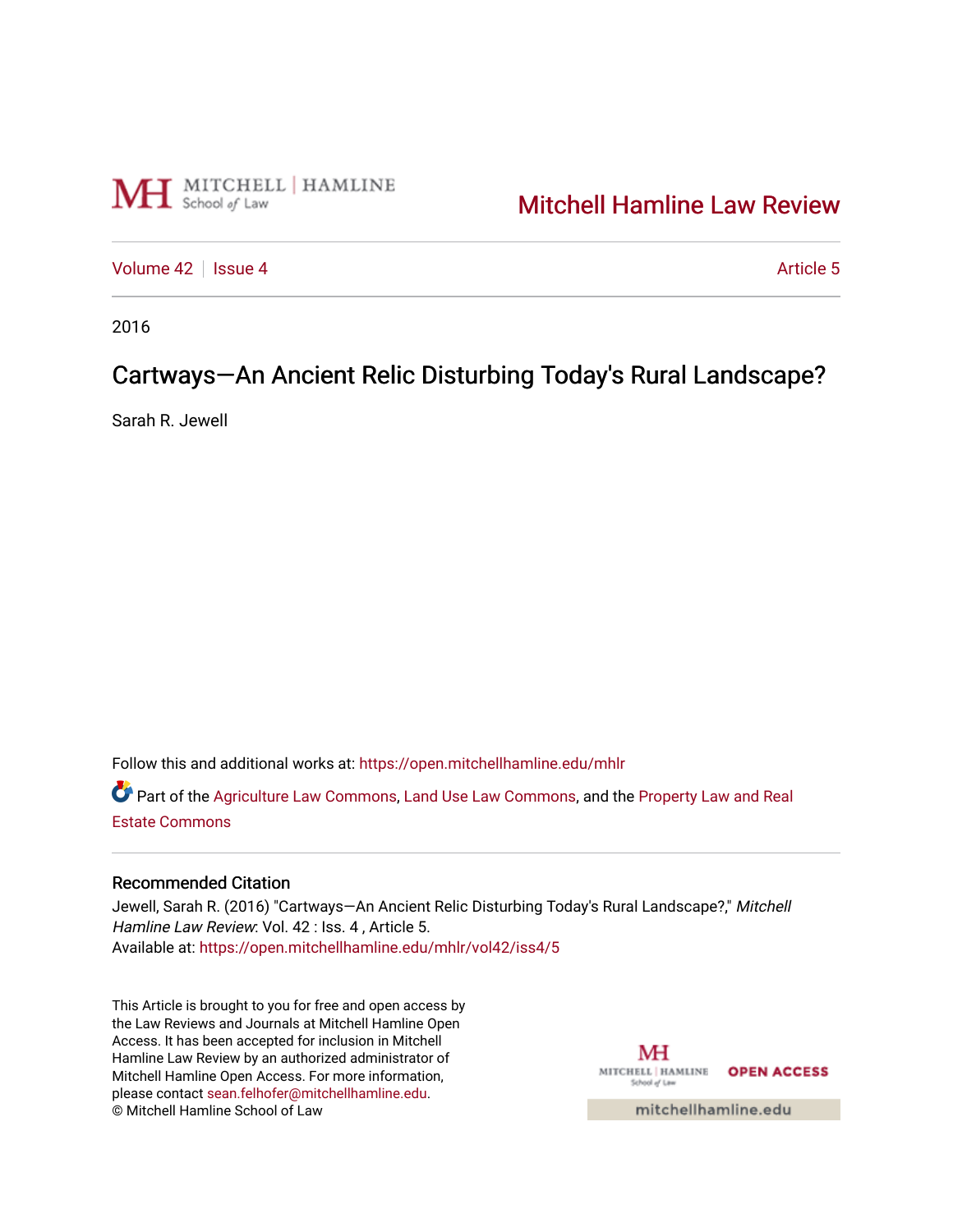Mitchell Hamline Law Review

Volume 42 | Issue 4 | Article 5

2016

# Cartways—An Ancient Relic Disturbing Today's Rural Landscape?

Sarah R. Jewell

Follow this and additional works at: https://open.mitchellhamline.edu/mhlr

Part of the Agriculture Law Commons, Land Use Law Commons, and the Property Law and Real Estate Commons

## Recommended Citation

Jewell, Sarah R. (2016) "Cartways—An Ancient Relic Disturbing Today's Rural Landscape?," *Mitchell Hamline Law Review*: Vol. 42 : Iss. 4 , Article 5.
Available at: https://open.mitchellhamline.edu/mhlr/vol42/iss4/5

This Article is brought to you for free and open access by the Law Reviews and Journals at Mitchell Hamline Open Access. It has been accepted for inclusion in Mitchell Hamline Law Review by an authorized administrator of Mitchell Hamline Open Access. For more information, please contact sean.felhofer@mitchellhamline.edu.
© Mitchell Hamline School of Law

MITCHELL | HAMLINE School of Law OPEN ACCESS

mitchellhamline.edu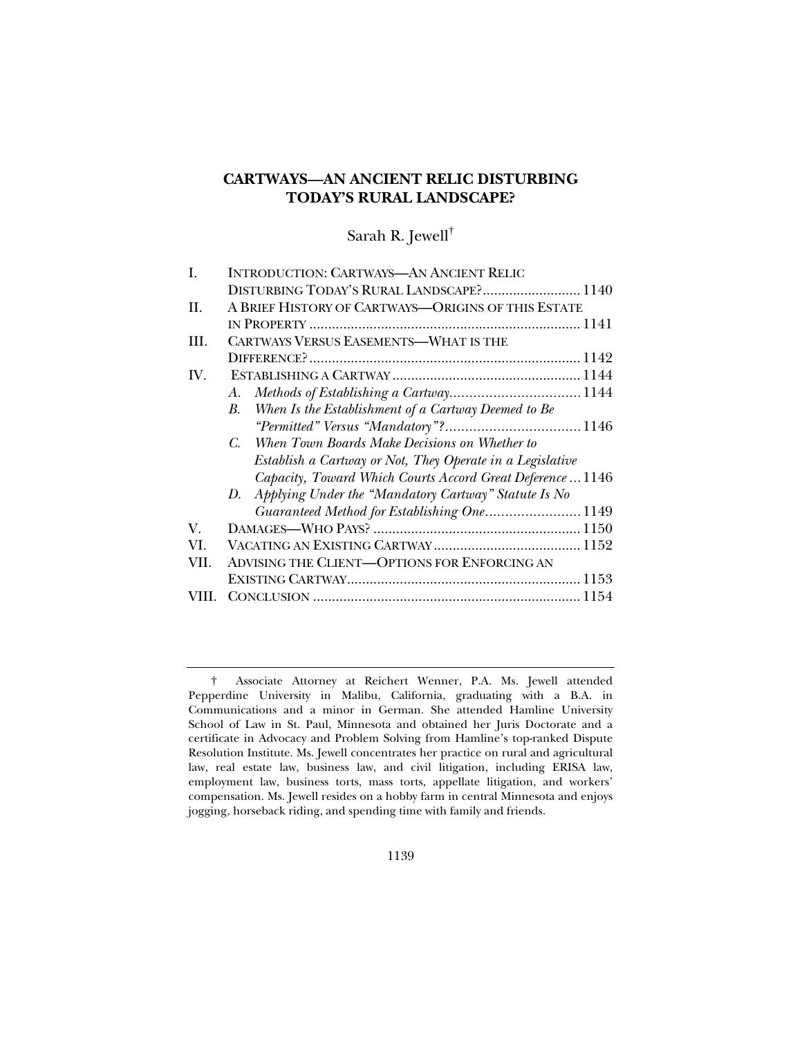# CARTWAYS—AN ANCIENT RELIC DISTURBING TODAY'S RURAL LANDSCAPE?

Sarah R. Jewell[†]

| | | |
|---|---|---|
| I. | INTRODUCTION: CARTWAYS—AN ANCIENT RELIC DISTURBING TODAY'S RURAL LANDSCAPE? | 1140 |
| II. | A BRIEF HISTORY OF CARTWAYS—ORIGINS OF THIS ESTATE IN PROPERTY | 1141 |
| III. | CARTWAYS VERSUS EASEMENTS—WHAT IS THE DIFFERENCE? | 1142 |
| IV. | ESTABLISHING A CARTWAY | 1144 |
| | A. *Methods of Establishing a Cartway* | 1144 |
| | B. *When Is the Establishment of a Cartway Deemed to Be "Permitted" Versus "Mandatory"?* | 1146 |
| | C. *When Town Boards Make Decisions on Whether to Establish a Cartway or Not, They Operate in a Legislative Capacity, Toward Which Courts Accord Great Deference* | 1146 |
| | D. *Applying Under the "Mandatory Cartway" Statute Is No Guaranteed Method for Establishing One* | 1149 |
| V. | DAMAGES—WHO PAYS? | 1150 |
| VI. | VACATING AN EXISTING CARTWAY | 1152 |
| VII. | ADVISING THE CLIENT—OPTIONS FOR ENFORCING AN EXISTING CARTWAY | 1153 |
| VIII. | CONCLUSION | 1154 |

† Associate Attorney at Reichert Wenner, P.A. Ms. Jewell attended Pepperdine University in Malibu, California, graduating with a B.A. in Communications and a minor in German. She attended Hamline University School of Law in St. Paul, Minnesota and obtained her Juris Doctorate and a certificate in Advocacy and Problem Solving from Hamline's top-ranked Dispute Resolution Institute. Ms. Jewell concentrates her practice on rural and agricultural law, real estate law, business law, and civil litigation, including ERISA law, employment law, business torts, mass torts, appellate litigation, and workers' compensation. Ms. Jewell resides on a hobby farm in central Minnesota and enjoys jogging, horseback riding, and spending time with family and friends.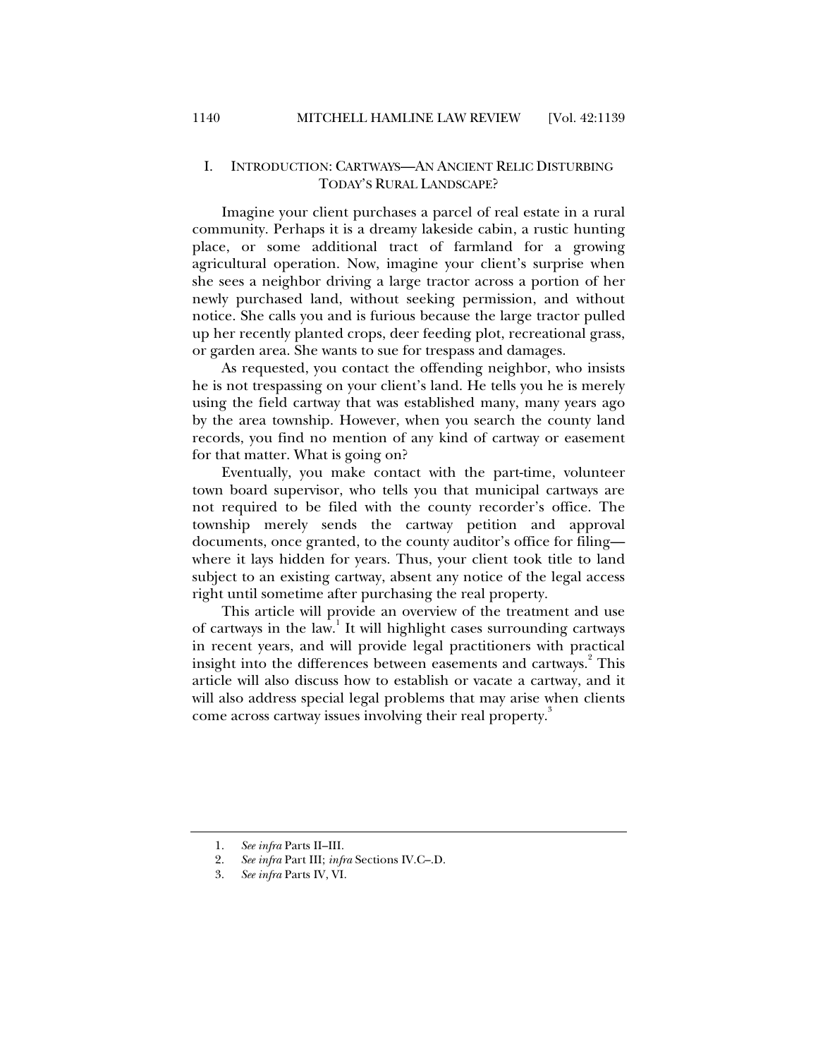## I. INTRODUCTION: CARTWAYS—AN ANCIENT RELIC DISTURBING TODAY'S RURAL LANDSCAPE?

Imagine your client purchases a parcel of real estate in a rural community. Perhaps it is a dreamy lakeside cabin, a rustic hunting place, or some additional tract of farmland for a growing agricultural operation. Now, imagine your client's surprise when she sees a neighbor driving a large tractor across a portion of her newly purchased land, without seeking permission, and without notice. She calls you and is furious because the large tractor pulled up her recently planted crops, deer feeding plot, recreational grass, or garden area. She wants to sue for trespass and damages.

As requested, you contact the offending neighbor, who insists he is not trespassing on your client's land. He tells you he is merely using the field cartway that was established many, many years ago by the area township. However, when you search the county land records, you find no mention of any kind of cartway or easement for that matter. What is going on?

Eventually, you make contact with the part-time, volunteer town board supervisor, who tells you that municipal cartways are not required to be filed with the county recorder's office. The township merely sends the cartway petition and approval documents, once granted, to the county auditor's office for filing—where it lays hidden for years. Thus, your client took title to land subject to an existing cartway, absent any notice of the legal access right until sometime after purchasing the real property.

This article will provide an overview of the treatment and use of cartways in the law.[1] It will highlight cases surrounding cartways in recent years, and will provide legal practitioners with practical insight into the differences between easements and cartways.[2] This article will also discuss how to establish or vacate a cartway, and it will also address special legal problems that may arise when clients come across cartway issues involving their real property.[3]

---

1. *See infra* Parts II–III.
2. *See infra* Part III; *infra* Sections IV.C–.D.
3. *See infra* Parts IV, VI.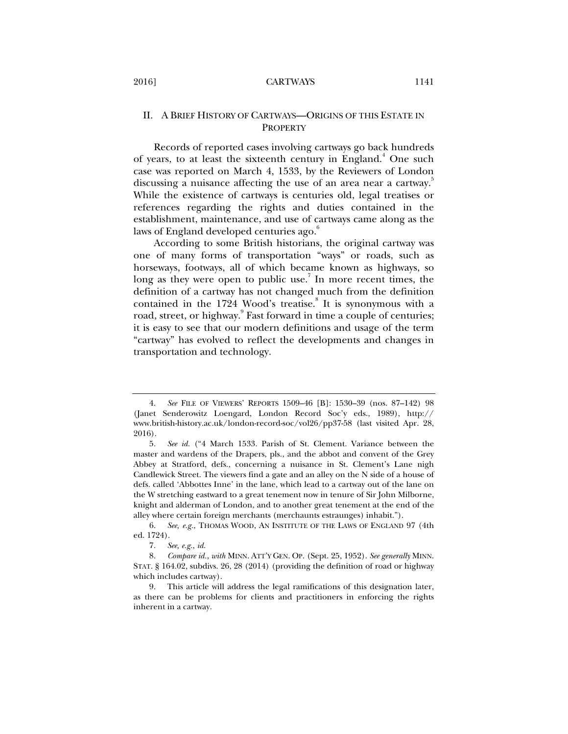## II. A BRIEF HISTORY OF CARTWAYS—ORIGINS OF THIS ESTATE IN PROPERTY

Records of reported cases involving cartways go back hundreds of years, to at least the sixteenth century in England.[4] One such case was reported on March 4, 1533, by the Reviewers of London discussing a nuisance affecting the use of an area near a cartway.[5] While the existence of cartways is centuries old, legal treatises or references regarding the rights and duties contained in the establishment, maintenance, and use of cartways came along as the laws of England developed centuries ago.[6]

According to some British historians, the original cartway was one of many forms of transportation "ways" or roads, such as horseways, footways, all of which became known as highways, so long as they were open to public use.[7] In more recent times, the definition of a cartway has not changed much from the definition contained in the 1724 Wood's treatise.[8] It is synonymous with a road, street, or highway.[9] Fast forward in time a couple of centuries; it is easy to see that our modern definitions and usage of the term "cartway" has evolved to reflect the developments and changes in transportation and technology.

---

4. *See* FILE OF VIEWERS' REPORTS 1509–46 [B]: 1530–39 (nos. 87–142) 98 (Janet Senderowitz Loengard, London Record Soc'y eds., 1989), http://www.british-history.ac.uk/london-record-soc/vol26/pp37-58 (last visited Apr. 28, 2016).

5. *See id.* ("4 March 1533. Parish of St. Clement. Variance between the master and wardens of the Drapers, pls., and the abbot and convent of the Grey Abbey at Stratford, defs., concerning a nuisance in St. Clement's Lane nigh Candlewick Street. The viewers find a gate and an alley on the N side of a house of defs. called 'Abbottes Inne' in the lane, which lead to a cartway out of the lane on the W stretching eastward to a great tenement now in tenure of Sir John Milborne, knight and alderman of London, and to another great tenement at the end of the alley where certain foreign merchants (merchaunts estraunges) inhabit.").

6. *See, e.g.*, THOMAS WOOD, AN INSTITUTE OF THE LAWS OF ENGLAND 97 (4th ed. 1724).

7. *See, e.g.*, *id.*

8. *Compare id.*, *with* MINN. ATT'Y GEN. OP. (Sept. 25, 1952). *See generally* MINN. STAT. § 164.02, subdivs. 26, 28 (2014) (providing the definition of road or highway which includes cartway).

9. This article will address the legal ramifications of this designation later, as there can be problems for clients and practitioners in enforcing the rights inherent in a cartway.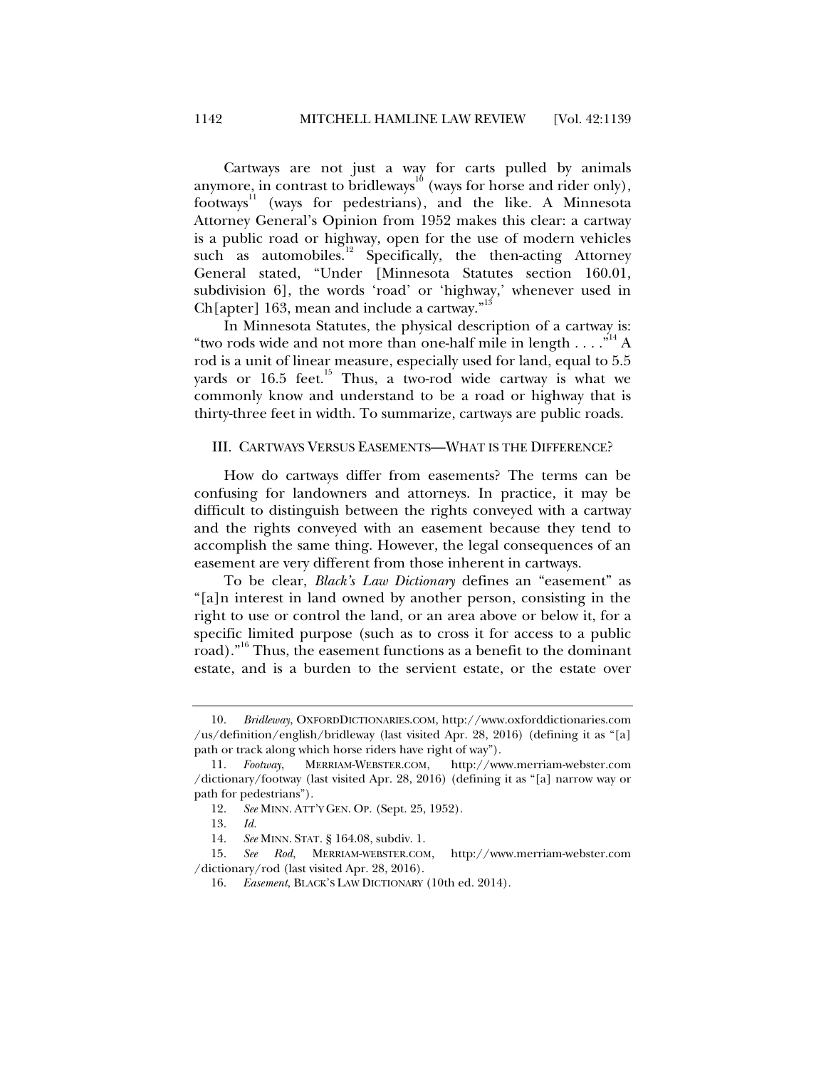Cartways are not just a way for carts pulled by animals anymore, in contrast to bridleways[10] (ways for horse and rider only), footways[11] (ways for pedestrians), and the like. A Minnesota Attorney General's Opinion from 1952 makes this clear: a cartway is a public road or highway, open for the use of modern vehicles such as automobiles.[12] Specifically, the then-acting Attorney General stated, "Under [Minnesota Statutes section 160.01, subdivision 6], the words 'road' or 'highway,' whenever used in Ch[apter] 163, mean and include a cartway."[13]

In Minnesota Statutes, the physical description of a cartway is: "two rods wide and not more than one-half mile in length . . . ."[14] A rod is a unit of linear measure, especially used for land, equal to 5.5 yards or 16.5 feet.[15] Thus, a two-rod wide cartway is what we commonly know and understand to be a road or highway that is thirty-three feet in width. To summarize, cartways are public roads.

## III. CARTWAYS VERSUS EASEMENTS—WHAT IS THE DIFFERENCE?

How do cartways differ from easements? The terms can be confusing for landowners and attorneys. In practice, it may be difficult to distinguish between the rights conveyed with a cartway and the rights conveyed with an easement because they tend to accomplish the same thing. However, the legal consequences of an easement are very different from those inherent in cartways.

To be clear, *Black's Law Dictionary* defines an "easement" as "[a]n interest in land owned by another person, consisting in the right to use or control the land, or an area above or below it, for a specific limited purpose (such as to cross it for access to a public road)."[16] Thus, the easement functions as a benefit to the dominant estate, and is a burden to the servient estate, or the estate over

---

10. *Bridleway*, OXFORDDICTIONARIES.COM, http://www.oxforddictionaries.com/us/definition/english/bridleway (last visited Apr. 28, 2016) (defining it as "[a] path or track along which horse riders have right of way").

11. *Footway*, MERRIAM-WEBSTER.COM, http://www.merriam-webster.com/dictionary/footway (last visited Apr. 28, 2016) (defining it as "[a] narrow way or path for pedestrians").

12. *See* MINN. ATT'Y GEN. OP. (Sept. 25, 1952).

13. *Id.*

14. *See* MINN. STAT. § 164.08, subdiv. 1.

15. *See Rod*, MERRIAM-WEBSTER.COM, http://www.merriam-webster.com/dictionary/rod (last visited Apr. 28, 2016).

16. *Easement*, BLACK'S LAW DICTIONARY (10th ed. 2014).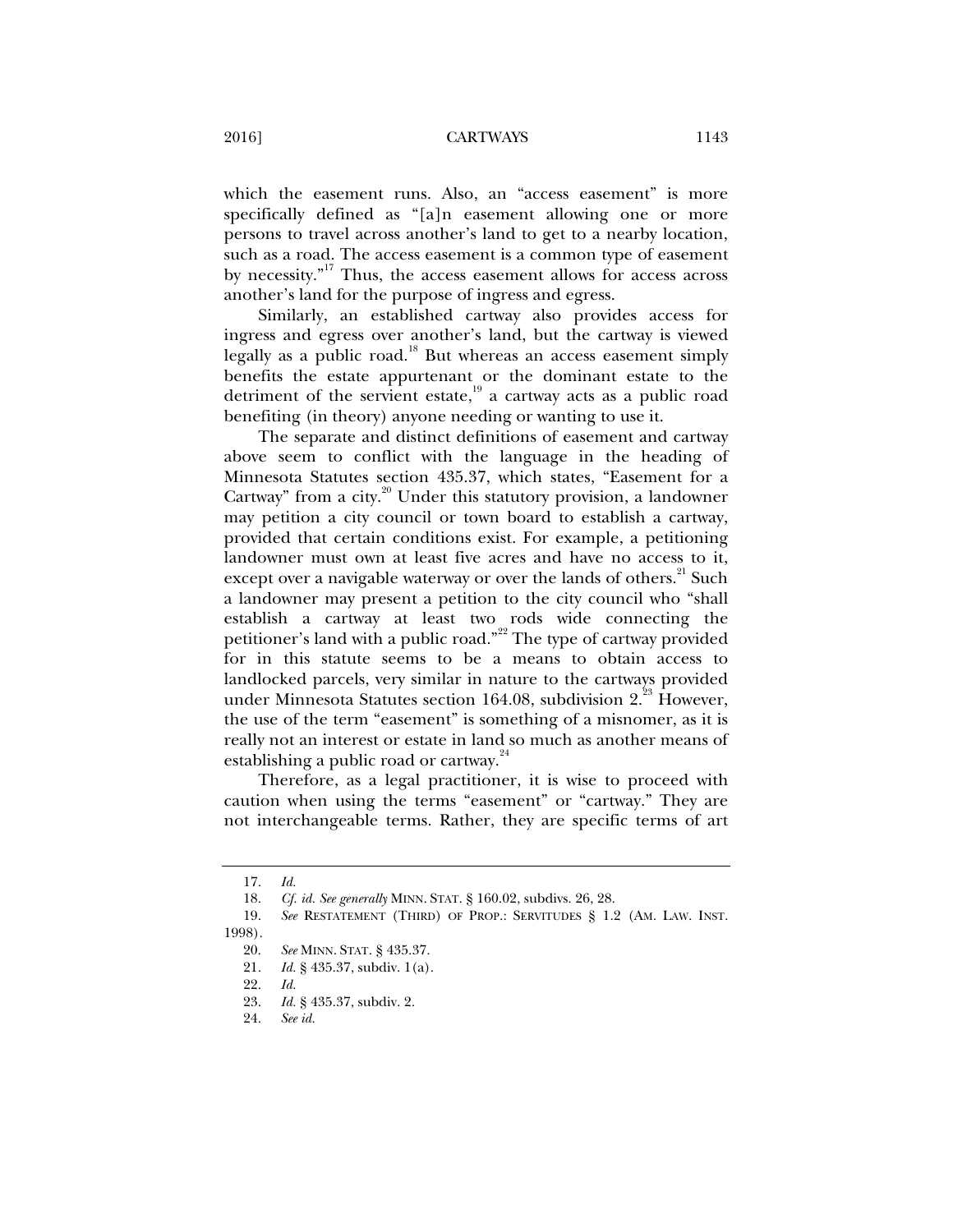which the easement runs. Also, an "access easement" is more specifically defined as "[a]n easement allowing one or more persons to travel across another's land to get to a nearby location, such as a road. The access easement is a common type of easement by necessity."[17] Thus, the access easement allows for access across another's land for the purpose of ingress and egress.

Similarly, an established cartway also provides access for ingress and egress over another's land, but the cartway is viewed legally as a public road.[18] But whereas an access easement simply benefits the estate appurtenant or the dominant estate to the detriment of the servient estate,[19] a cartway acts as a public road benefiting (in theory) anyone needing or wanting to use it.

The separate and distinct definitions of easement and cartway above seem to conflict with the language in the heading of Minnesota Statutes section 435.37, which states, "Easement for a Cartway" from a city.[20] Under this statutory provision, a landowner may petition a city council or town board to establish a cartway, provided that certain conditions exist. For example, a petitioning landowner must own at least five acres and have no access to it, except over a navigable waterway or over the lands of others.[21] Such a landowner may present a petition to the city council who "shall establish a cartway at least two rods wide connecting the petitioner's land with a public road."[22] The type of cartway provided for in this statute seems to be a means to obtain access to landlocked parcels, very similar in nature to the cartways provided under Minnesota Statutes section 164.08, subdivision 2.[23] However, the use of the term "easement" is something of a misnomer, as it is really not an interest or estate in land so much as another means of establishing a public road or cartway.[24]

Therefore, as a legal practitioner, it is wise to proceed with caution when using the terms "easement" or "cartway." They are not interchangeable terms. Rather, they are specific terms of art

---

17. *Id.*

18. *Cf. id. See generally* MINN. STAT. § 160.02, subdivs. 26, 28.

19. *See* RESTATEMENT (THIRD) OF PROP.: SERVITUDES § 1.2 (AM. LAW. INST. 1998).

20. *See* MINN. STAT. § 435.37.

21. *Id.* § 435.37, subdiv. 1(a).

22. *Id.*

23. *Id.* § 435.37, subdiv. 2.

24. *See id.*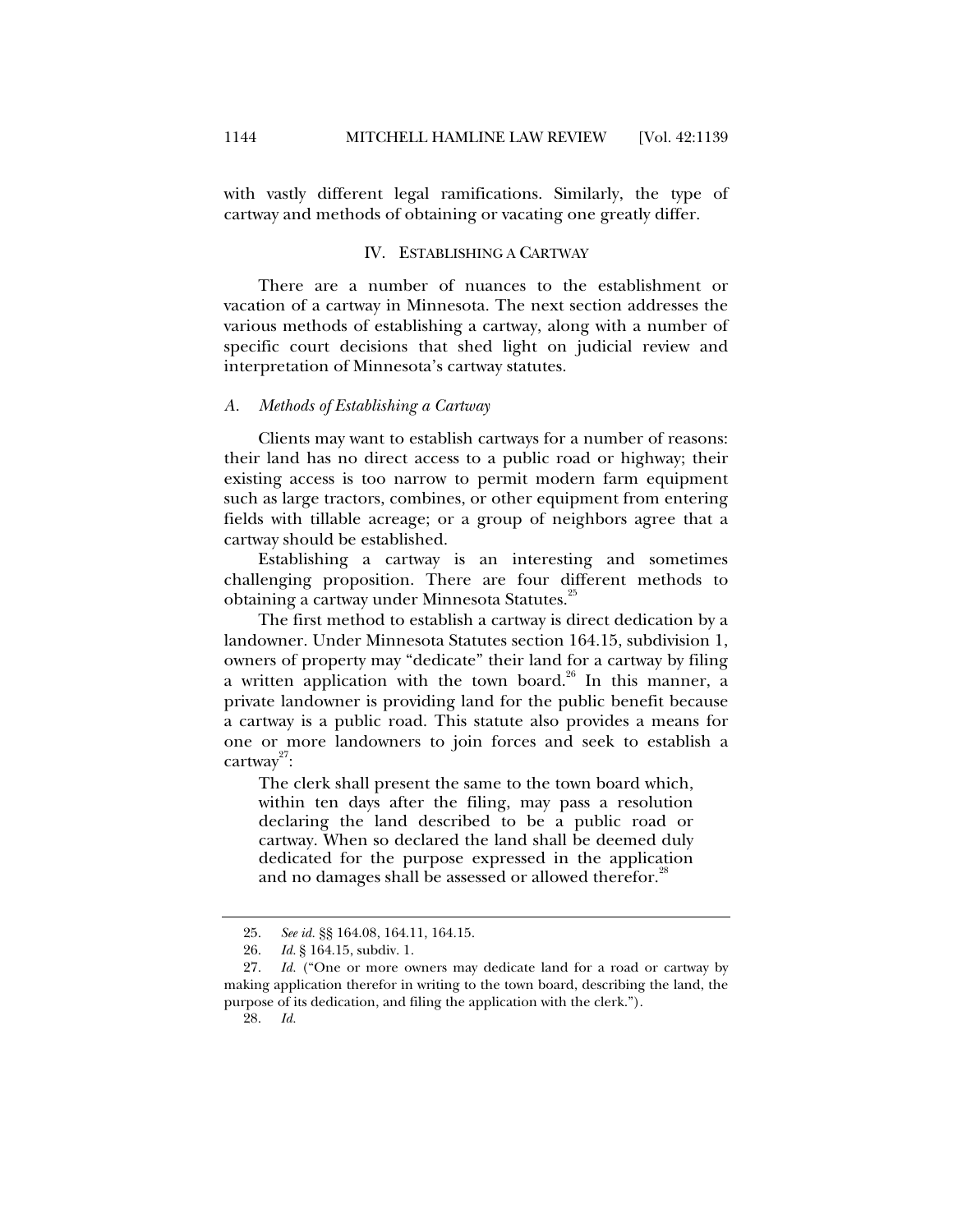with vastly different legal ramifications. Similarly, the type of cartway and methods of obtaining or vacating one greatly differ.

## IV. ESTABLISHING A CARTWAY

There are a number of nuances to the establishment or vacation of a cartway in Minnesota. The next section addresses the various methods of establishing a cartway, along with a number of specific court decisions that shed light on judicial review and interpretation of Minnesota's cartway statutes.

### *A. Methods of Establishing a Cartway*

Clients may want to establish cartways for a number of reasons: their land has no direct access to a public road or highway; their existing access is too narrow to permit modern farm equipment such as large tractors, combines, or other equipment from entering fields with tillable acreage; or a group of neighbors agree that a cartway should be established.

Establishing a cartway is an interesting and sometimes challenging proposition. There are four different methods to obtaining a cartway under Minnesota Statutes.[25]

The first method to establish a cartway is direct dedication by a landowner. Under Minnesota Statutes section 164.15, subdivision 1, owners of property may "dedicate" their land for a cartway by filing a written application with the town board.[26] In this manner, a private landowner is providing land for the public benefit because a cartway is a public road. This statute also provides a means for one or more landowners to join forces and seek to establish a cartway[27]:

> The clerk shall present the same to the town board which, within ten days after the filing, may pass a resolution declaring the land described to be a public road or cartway. When so declared the land shall be deemed duly dedicated for the purpose expressed in the application and no damages shall be assessed or allowed therefor.[28]

---

25. *See id.* §§ 164.08, 164.11, 164.15.

26. *Id.* § 164.15, subdiv. 1.

27. *Id.* ("One or more owners may dedicate land for a road or cartway by making application therefor in writing to the town board, describing the land, the purpose of its dedication, and filing the application with the clerk.").

28. *Id.*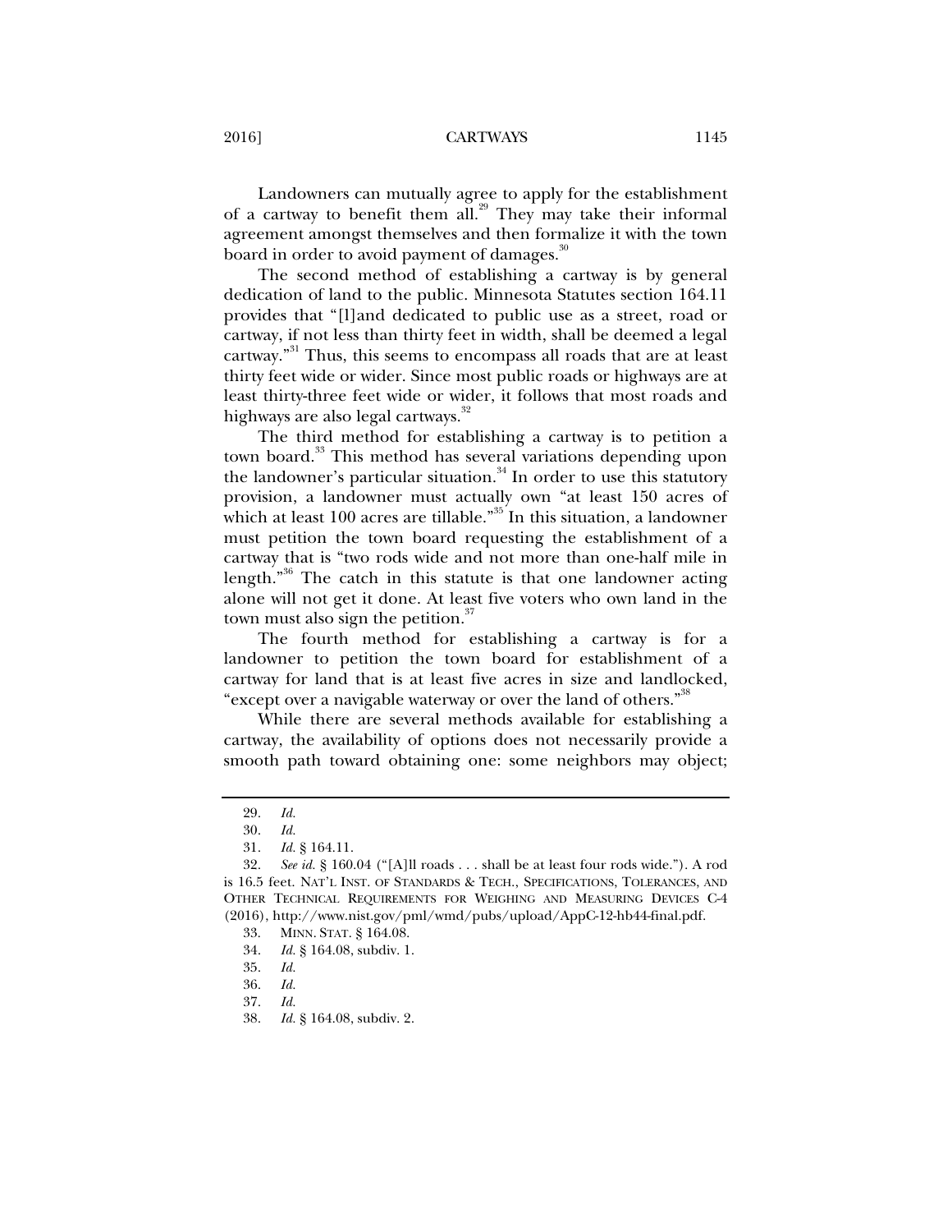Landowners can mutually agree to apply for the establishment of a cartway to benefit them all.[29] They may take their informal agreement amongst themselves and then formalize it with the town board in order to avoid payment of damages.[30]

The second method of establishing a cartway is by general dedication of land to the public. Minnesota Statutes section 164.11 provides that "[l]and dedicated to public use as a street, road or cartway, if not less than thirty feet in width, shall be deemed a legal cartway."[31] Thus, this seems to encompass all roads that are at least thirty feet wide or wider. Since most public roads or highways are at least thirty-three feet wide or wider, it follows that most roads and highways are also legal cartways.[32]

The third method for establishing a cartway is to petition a town board.[33] This method has several variations depending upon the landowner's particular situation.[34] In order to use this statutory provision, a landowner must actually own "at least 150 acres of which at least 100 acres are tillable."[35] In this situation, a landowner must petition the town board requesting the establishment of a cartway that is "two rods wide and not more than one-half mile in length."[36] The catch in this statute is that one landowner acting alone will not get it done. At least five voters who own land in the town must also sign the petition.[37]

The fourth method for establishing a cartway is for a landowner to petition the town board for establishment of a cartway for land that is at least five acres in size and landlocked, "except over a navigable waterway or over the land of others."[38]

While there are several methods available for establishing a cartway, the availability of options does not necessarily provide a smooth path toward obtaining one: some neighbors may object;

---

29. *Id.*

30. *Id.*

31. *Id.* § 164.11.

32. *See id.* § 160.04 ("[A]ll roads . . . shall be at least four rods wide."). A rod is 16.5 feet. NAT'L INST. OF STANDARDS & TECH., SPECIFICATIONS, TOLERANCES, AND OTHER TECHNICAL REQUIREMENTS FOR WEIGHING AND MEASURING DEVICES C-4 (2016), http://www.nist.gov/pml/wmd/pubs/upload/AppC-12-hb44-final.pdf.

33. MINN. STAT. § 164.08.

34. *Id.* § 164.08, subdiv. 1.

35. *Id.*

36. *Id.*

37. *Id.*

38. *Id.* § 164.08, subdiv. 2.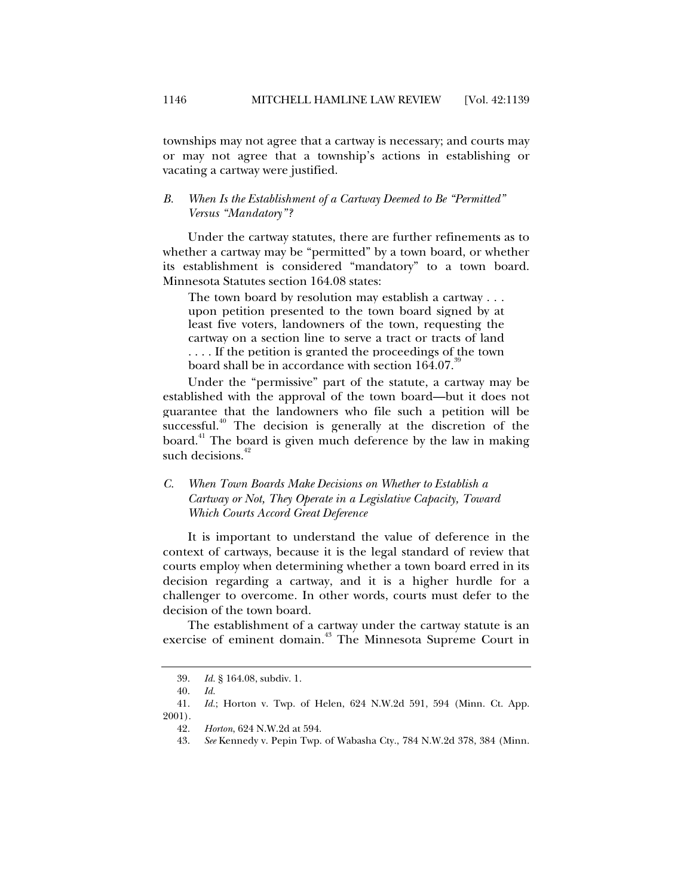townships may not agree that a cartway is necessary; and courts may or may not agree that a township's actions in establishing or vacating a cartway were justified.

### *B. When Is the Establishment of a Cartway Deemed to Be "Permitted" Versus "Mandatory"?*

Under the cartway statutes, there are further refinements as to whether a cartway may be "permitted" by a town board, or whether its establishment is considered "mandatory" to a town board. Minnesota Statutes section 164.08 states:

> The town board by resolution may establish a cartway . . . upon petition presented to the town board signed by at least five voters, landowners of the town, requesting the cartway on a section line to serve a tract or tracts of land . . . . If the petition is granted the proceedings of the town board shall be in accordance with section 164.07.[39]

Under the "permissive" part of the statute, a cartway may be established with the approval of the town board—but it does not guarantee that the landowners who file such a petition will be successful.[40] The decision is generally at the discretion of the board.[41] The board is given much deference by the law in making such decisions.[42]

### *C. When Town Boards Make Decisions on Whether to Establish a Cartway or Not, They Operate in a Legislative Capacity, Toward Which Courts Accord Great Deference*

It is important to understand the value of deference in the context of cartways, because it is the legal standard of review that courts employ when determining whether a town board erred in its decision regarding a cartway, and it is a higher hurdle for a challenger to overcome. In other words, courts must defer to the decision of the town board.

The establishment of a cartway under the cartway statute is an exercise of eminent domain.[43] The Minnesota Supreme Court in

---

39. *Id.* § 164.08, subdiv. 1.

40. *Id.*

41. *Id.*; Horton v. Twp. of Helen, 624 N.W.2d 591, 594 (Minn. Ct. App. 2001).

42. *Horton*, 624 N.W.2d at 594.

43. *See* Kennedy v. Pepin Twp. of Wabasha Cty., 784 N.W.2d 378, 384 (Minn.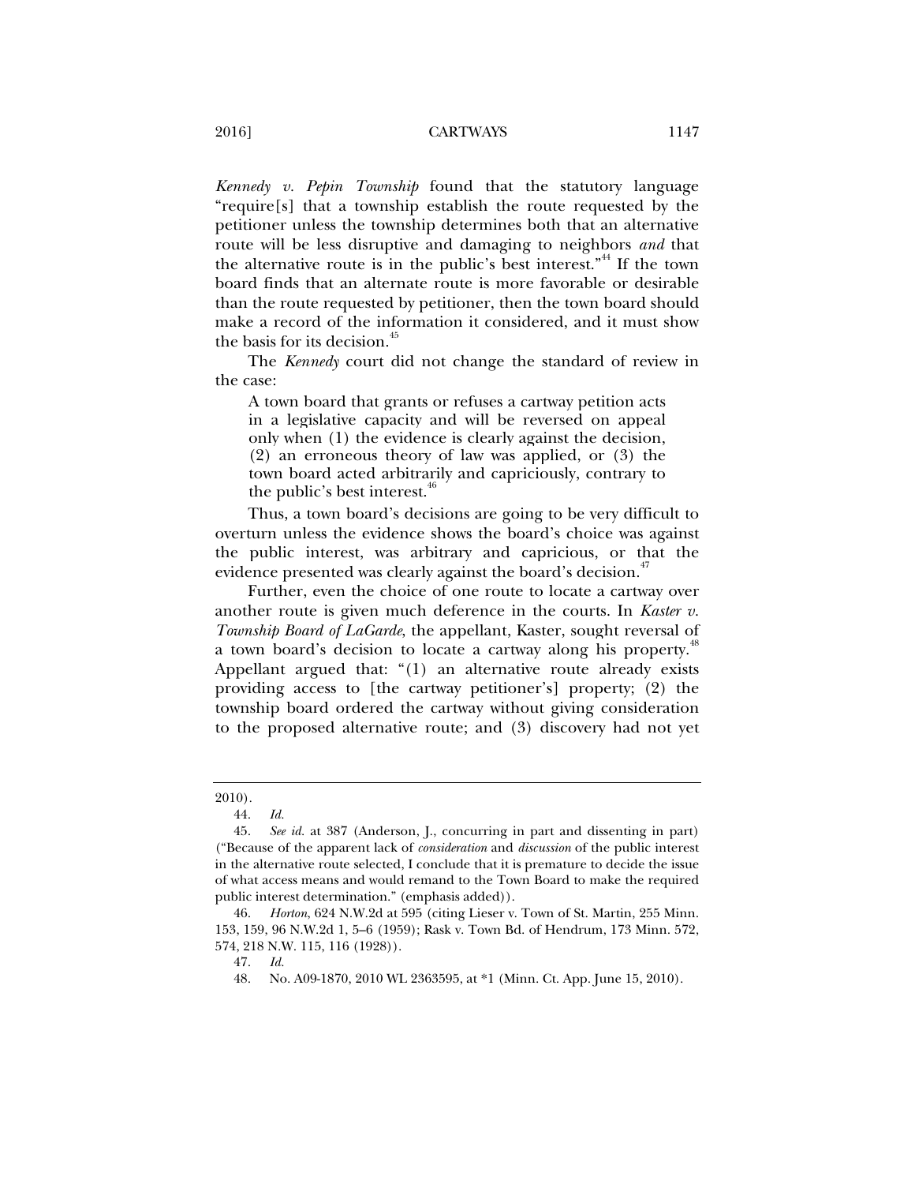*Kennedy v. Pepin Township* found that the statutory language "require[s] that a township establish the route requested by the petitioner unless the township determines both that an alternative route will be less disruptive and damaging to neighbors *and* that the alternative route is in the public's best interest."[44] If the town board finds that an alternate route is more favorable or desirable than the route requested by petitioner, then the town board should make a record of the information it considered, and it must show the basis for its decision.[45]

The *Kennedy* court did not change the standard of review in the case:

> A town board that grants or refuses a cartway petition acts in a legislative capacity and will be reversed on appeal only when (1) the evidence is clearly against the decision, (2) an erroneous theory of law was applied, or (3) the town board acted arbitrarily and capriciously, contrary to the public's best interest.[46]

Thus, a town board's decisions are going to be very difficult to overturn unless the evidence shows the board's choice was against the public interest, was arbitrary and capricious, or that the evidence presented was clearly against the board's decision.[47]

Further, even the choice of one route to locate a cartway over another route is given much deference in the courts. In *Kaster v. Township Board of LaGarde*, the appellant, Kaster, sought reversal of a town board's decision to locate a cartway along his property.[48] Appellant argued that: "(1) an alternative route already exists providing access to [the cartway petitioner's] property; (2) the township board ordered the cartway without giving consideration to the proposed alternative route; and (3) discovery had not yet

---

2010).

44. *Id.*

45. *See id.* at 387 (Anderson, J., concurring in part and dissenting in part) ("Because of the apparent lack of *consideration* and *discussion* of the public interest in the alternative route selected, I conclude that it is premature to decide the issue of what access means and would remand to the Town Board to make the required public interest determination." (emphasis added)).

46. *Horton*, 624 N.W.2d at 595 (citing Lieser v. Town of St. Martin, 255 Minn. 153, 159, 96 N.W.2d 1, 5–6 (1959); Rask v. Town Bd. of Hendrum, 173 Minn. 572, 574, 218 N.W. 115, 116 (1928)).

47. *Id.*

48. No. A09-1870, 2010 WL 2363595, at *1 (Minn. Ct. App. June 15, 2010).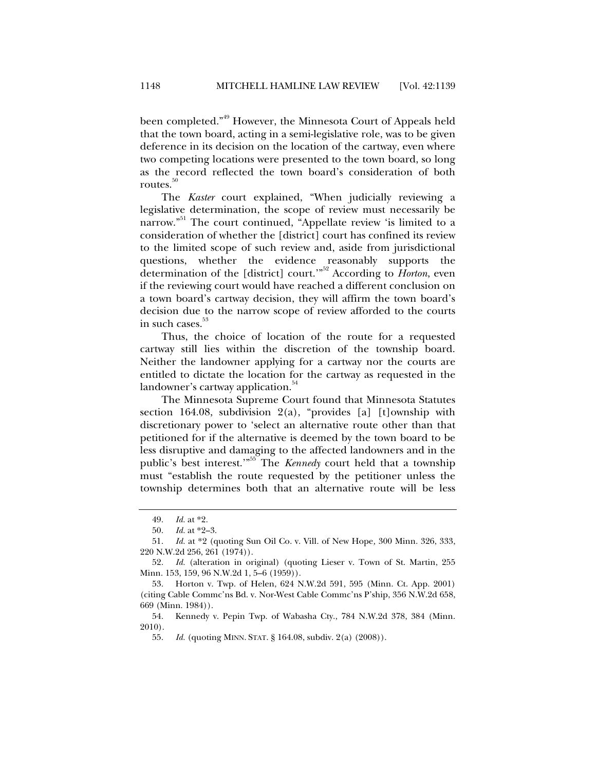been completed."[49] However, the Minnesota Court of Appeals held that the town board, acting in a semi-legislative role, was to be given deference in its decision on the location of the cartway, even where two competing locations were presented to the town board, so long as the record reflected the town board's consideration of both routes.[50]

The *Kaster* court explained, "When judicially reviewing a legislative determination, the scope of review must necessarily be narrow."[51] The court continued, "Appellate review 'is limited to a consideration of whether the [district] court has confined its review to the limited scope of such review and, aside from jurisdictional questions, whether the evidence reasonably supports the determination of the [district] court.'"[52] According to *Horton*, even if the reviewing court would have reached a different conclusion on a town board's cartway decision, they will affirm the town board's decision due to the narrow scope of review afforded to the courts in such cases.[53]

Thus, the choice of location of the route for a requested cartway still lies within the discretion of the township board. Neither the landowner applying for a cartway nor the courts are entitled to dictate the location for the cartway as requested in the landowner's cartway application.[54]

The Minnesota Supreme Court found that Minnesota Statutes section 164.08, subdivision 2(a), "provides [a] [t]ownship with discretionary power to 'select an alternative route other than that petitioned for if the alternative is deemed by the town board to be less disruptive and damaging to the affected landowners and in the public's best interest.'"[55] The *Kennedy* court held that a township must "establish the route requested by the petitioner unless the township determines both that an alternative route will be less

---

49. *Id.* at *2.

50. *Id.* at *2–3.

51. *Id.* at *2 (quoting Sun Oil Co. v. Vill. of New Hope, 300 Minn. 326, 333, 220 N.W.2d 256, 261 (1974)).

52. *Id.* (alteration in original) (quoting Lieser v. Town of St. Martin, 255 Minn. 153, 159, 96 N.W.2d 1, 5–6 (1959)).

53. Horton v. Twp. of Helen, 624 N.W.2d 591, 595 (Minn. Ct. App. 2001) (citing Cable Commc'ns Bd. v. Nor-West Cable Commc'ns P'ship, 356 N.W.2d 658, 669 (Minn. 1984)).

54. Kennedy v. Pepin Twp. of Wabasha Cty., 784 N.W.2d 378, 384 (Minn. 2010).

55. *Id.* (quoting MINN. STAT. § 164.08, subdiv. 2(a) (2008)).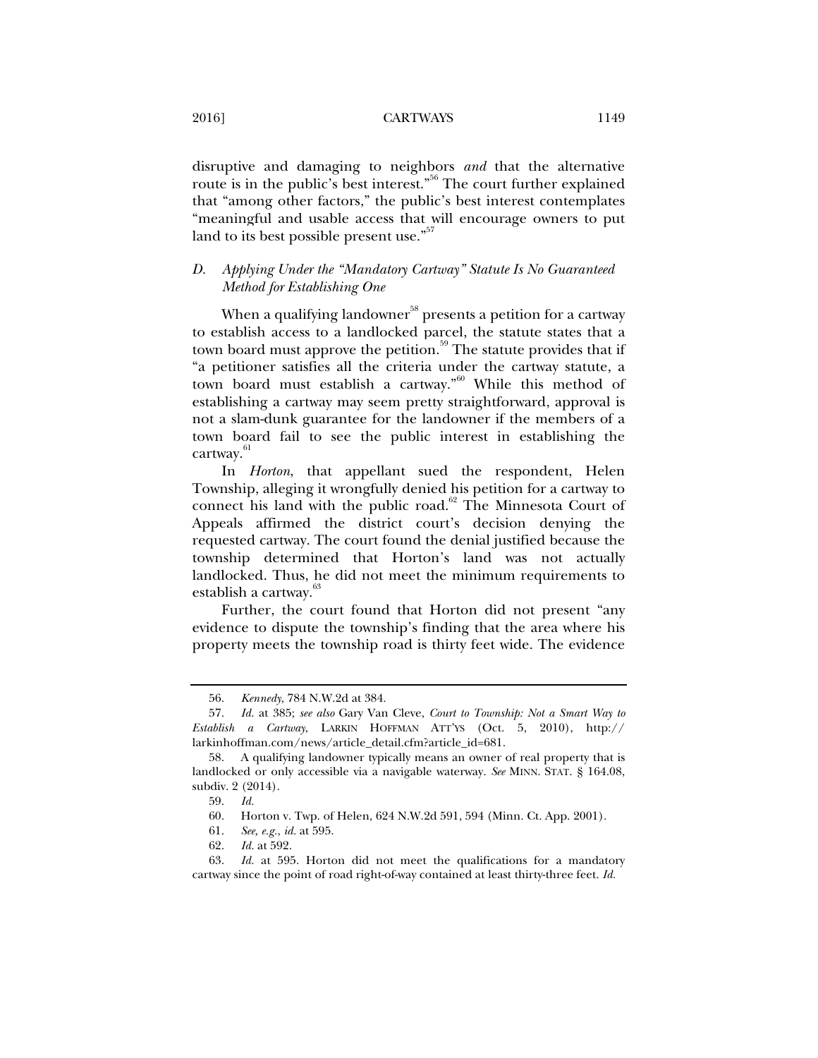disruptive and damaging to neighbors *and* that the alternative route is in the public's best interest."[56] The court further explained that "among other factors," the public's best interest contemplates "meaningful and usable access that will encourage owners to put land to its best possible present use."[57]

### *D. Applying Under the "Mandatory Cartway" Statute Is No Guaranteed Method for Establishing One*

When a qualifying landowner[58] presents a petition for a cartway to establish access to a landlocked parcel, the statute states that a town board must approve the petition.[59] The statute provides that if "a petitioner satisfies all the criteria under the cartway statute, a town board must establish a cartway."[60] While this method of establishing a cartway may seem pretty straightforward, approval is not a slam-dunk guarantee for the landowner if the members of a town board fail to see the public interest in establishing the cartway.[61]

In *Horton*, that appellant sued the respondent, Helen Township, alleging it wrongfully denied his petition for a cartway to connect his land with the public road.[62] The Minnesota Court of Appeals affirmed the district court's decision denying the requested cartway. The court found the denial justified because the township determined that Horton's land was not actually landlocked. Thus, he did not meet the minimum requirements to establish a cartway.[63]

Further, the court found that Horton did not present "any evidence to dispute the township's finding that the area where his property meets the township road is thirty feet wide. The evidence

---

56. *Kennedy*, 784 N.W.2d at 384.

57. *Id.* at 385; *see also* Gary Van Cleve, *Court to Township: Not a Smart Way to Establish a Cartway*, LARKIN HOFFMAN ATT'YS (Oct. 5, 2010), http://larkinhoffman.com/news/article_detail.cfm?article_id=681.

58. A qualifying landowner typically means an owner of real property that is landlocked or only accessible via a navigable waterway. *See* MINN. STAT. § 164.08, subdiv. 2 (2014).

59. *Id.*

60. Horton v. Twp. of Helen, 624 N.W.2d 591, 594 (Minn. Ct. App. 2001).

61. *See, e.g.*, *id.* at 595.

62. *Id.* at 592.

63. *Id.* at 595. Horton did not meet the qualifications for a mandatory cartway since the point of road right-of-way contained at least thirty-three feet. *Id.*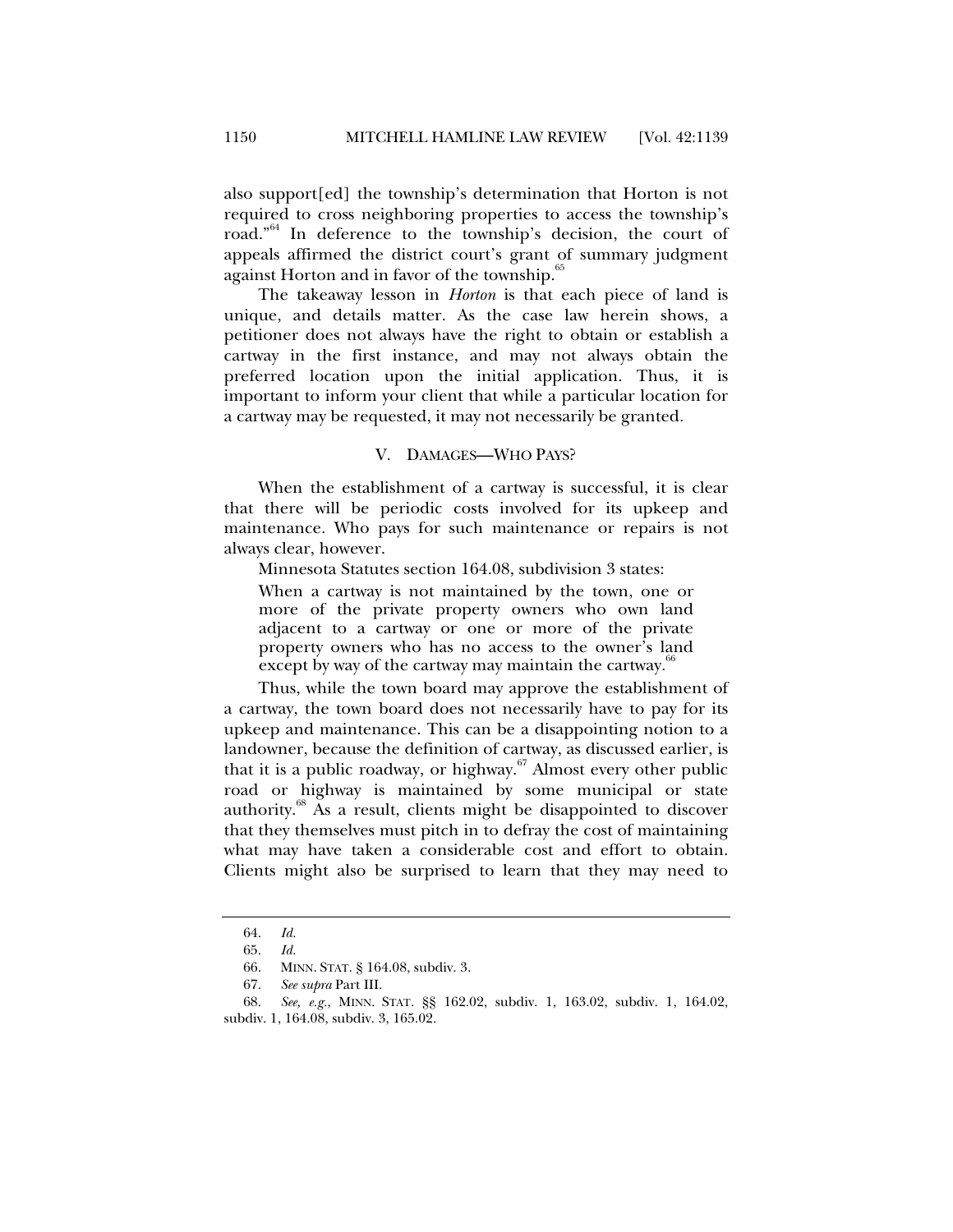also support[ed] the township's determination that Horton is not required to cross neighboring properties to access the township's road."[64] In deference to the township's decision, the court of appeals affirmed the district court's grant of summary judgment against Horton and in favor of the township.[65]

The takeaway lesson in *Horton* is that each piece of land is unique, and details matter. As the case law herein shows, a petitioner does not always have the right to obtain or establish a cartway in the first instance, and may not always obtain the preferred location upon the initial application. Thus, it is important to inform your client that while a particular location for a cartway may be requested, it may not necessarily be granted.

## V. DAMAGES—WHO PAYS?

When the establishment of a cartway is successful, it is clear that there will be periodic costs involved for its upkeep and maintenance. Who pays for such maintenance or repairs is not always clear, however.

Minnesota Statutes section 164.08, subdivision 3 states:

> When a cartway is not maintained by the town, one or more of the private property owners who own land adjacent to a cartway or one or more of the private property owners who has no access to the owner's land except by way of the cartway may maintain the cartway.[66]

Thus, while the town board may approve the establishment of a cartway, the town board does not necessarily have to pay for its upkeep and maintenance. This can be a disappointing notion to a landowner, because the definition of cartway, as discussed earlier, is that it is a public roadway, or highway.[67] Almost every other public road or highway is maintained by some municipal or state authority.[68] As a result, clients might be disappointed to discover that they themselves must pitch in to defray the cost of maintaining what may have taken a considerable cost and effort to obtain. Clients might also be surprised to learn that they may need to

---

64. *Id.*

65. *Id.*

66. MINN. STAT. § 164.08, subdiv. 3.

67. *See supra* Part III.

68. *See, e.g.*, MINN. STAT. §§ 162.02, subdiv. 1, 163.02, subdiv. 1, 164.02, subdiv. 1, 164.08, subdiv. 3, 165.02.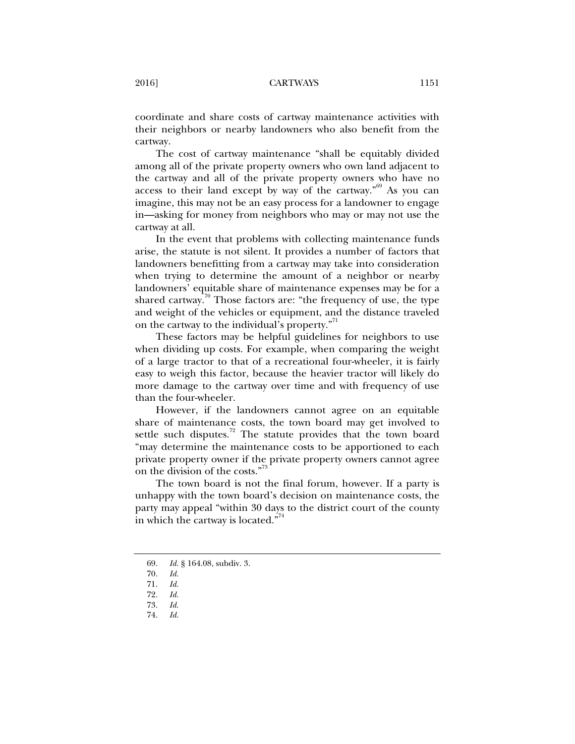coordinate and share costs of cartway maintenance activities with their neighbors or nearby landowners who also benefit from the cartway.

The cost of cartway maintenance "shall be equitably divided among all of the private property owners who own land adjacent to the cartway and all of the private property owners who have no access to their land except by way of the cartway."[69] As you can imagine, this may not be an easy process for a landowner to engage in—asking for money from neighbors who may or may not use the cartway at all.

In the event that problems with collecting maintenance funds arise, the statute is not silent. It provides a number of factors that landowners benefitting from a cartway may take into consideration when trying to determine the amount of a neighbor or nearby landowners' equitable share of maintenance expenses may be for a shared cartway.[70] Those factors are: "the frequency of use, the type and weight of the vehicles or equipment, and the distance traveled on the cartway to the individual's property."[71]

These factors may be helpful guidelines for neighbors to use when dividing up costs. For example, when comparing the weight of a large tractor to that of a recreational four-wheeler, it is fairly easy to weigh this factor, because the heavier tractor will likely do more damage to the cartway over time and with frequency of use than the four-wheeler.

However, if the landowners cannot agree on an equitable share of maintenance costs, the town board may get involved to settle such disputes.[72] The statute provides that the town board "may determine the maintenance costs to be apportioned to each private property owner if the private property owners cannot agree on the division of the costs."[73]

The town board is not the final forum, however. If a party is unhappy with the town board's decision on maintenance costs, the party may appeal "within 30 days to the district court of the county in which the cartway is located."[74]

---

69. *Id.* § 164.08, subdiv. 3.
70. *Id.*
71. *Id.*
72. *Id.*
73. *Id.*
74. *Id.*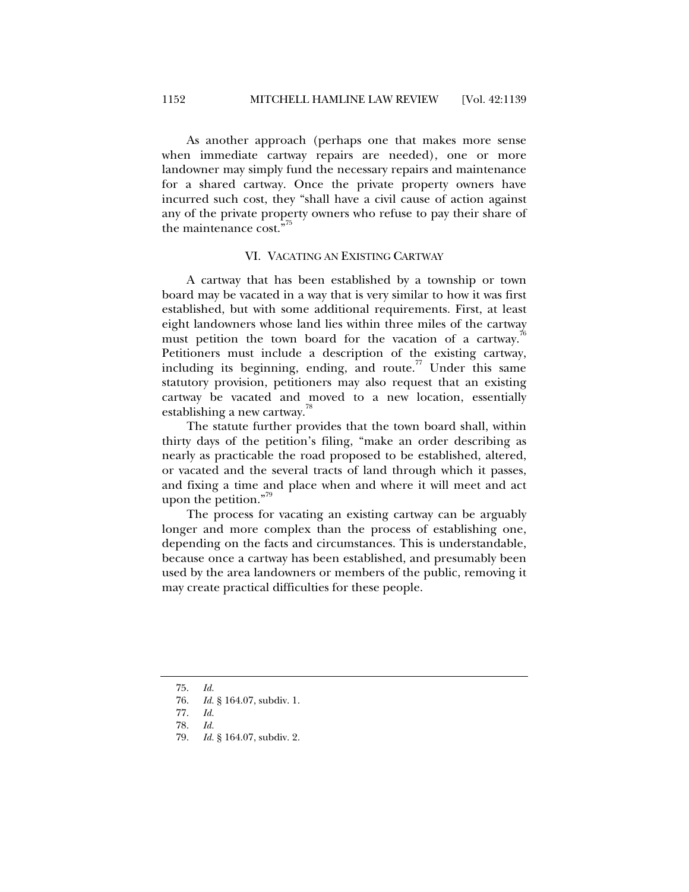As another approach (perhaps one that makes more sense when immediate cartway repairs are needed), one or more landowner may simply fund the necessary repairs and maintenance for a shared cartway. Once the private property owners have incurred such cost, they "shall have a civil cause of action against any of the private property owners who refuse to pay their share of the maintenance cost."[75]

## VI. VACATING AN EXISTING CARTWAY

A cartway that has been established by a township or town board may be vacated in a way that is very similar to how it was first established, but with some additional requirements. First, at least eight landowners whose land lies within three miles of the cartway must petition the town board for the vacation of a cartway.[76] Petitioners must include a description of the existing cartway, including its beginning, ending, and route.[77] Under this same statutory provision, petitioners may also request that an existing cartway be vacated and moved to a new location, essentially establishing a new cartway.[78]

The statute further provides that the town board shall, within thirty days of the petition's filing, "make an order describing as nearly as practicable the road proposed to be established, altered, or vacated and the several tracts of land through which it passes, and fixing a time and place when and where it will meet and act upon the petition."[79]

The process for vacating an existing cartway can be arguably longer and more complex than the process of establishing one, depending on the facts and circumstances. This is understandable, because once a cartway has been established, and presumably been used by the area landowners or members of the public, removing it may create practical difficulties for these people.

---

75. *Id.*
76. *Id.* § 164.07, subdiv. 1.
77. *Id.*
78. *Id.*
79. *Id.* § 164.07, subdiv. 2.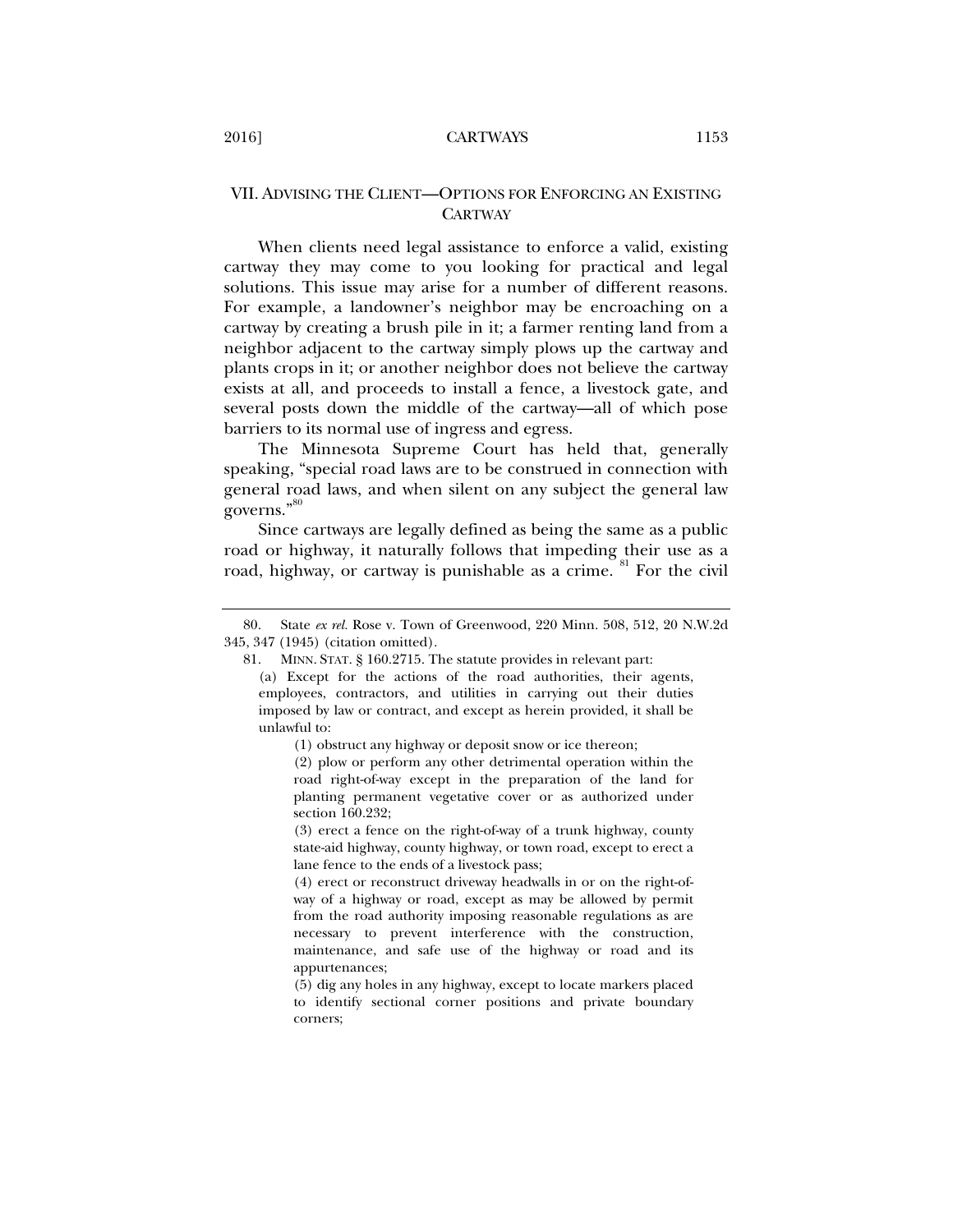## VII. ADVISING THE CLIENT—OPTIONS FOR ENFORCING AN EXISTING CARTWAY

When clients need legal assistance to enforce a valid, existing cartway they may come to you looking for practical and legal solutions. This issue may arise for a number of different reasons. For example, a landowner's neighbor may be encroaching on a cartway by creating a brush pile in it; a farmer renting land from a neighbor adjacent to the cartway simply plows up the cartway and plants crops in it; or another neighbor does not believe the cartway exists at all, and proceeds to install a fence, a livestock gate, and several posts down the middle of the cartway—all of which pose barriers to its normal use of ingress and egress.

The Minnesota Supreme Court has held that, generally speaking, "special road laws are to be construed in connection with general road laws, and when silent on any subject the general law governs."[80]

Since cartways are legally defined as being the same as a public road or highway, it naturally follows that impeding their use as a road, highway, or cartway is punishable as a crime.[81] For the civil

---

80. State *ex rel.* Rose v. Town of Greenwood, 220 Minn. 508, 512, 20 N.W.2d 345, 347 (1945) (citation omitted).

81. MINN. STAT. § 160.2715. The statute provides in relevant part:

> (a) Except for the actions of the road authorities, their agents, employees, contractors, and utilities in carrying out their duties imposed by law or contract, and except as herein provided, it shall be unlawful to:
>
> (1) obstruct any highway or deposit snow or ice thereon;
>
> (2) plow or perform any other detrimental operation within the road right-of-way except in the preparation of the land for planting permanent vegetative cover or as authorized under section 160.232;
>
> (3) erect a fence on the right-of-way of a trunk highway, county state-aid highway, county highway, or town road, except to erect a lane fence to the ends of a livestock pass;
>
> (4) erect or reconstruct driveway headwalls in or on the right-of-way of a highway or road, except as may be allowed by permit from the road authority imposing reasonable regulations as are necessary to prevent interference with the construction, maintenance, and safe use of the highway or road and its appurtenances;
>
> (5) dig any holes in any highway, except to locate markers placed to identify sectional corner positions and private boundary corners;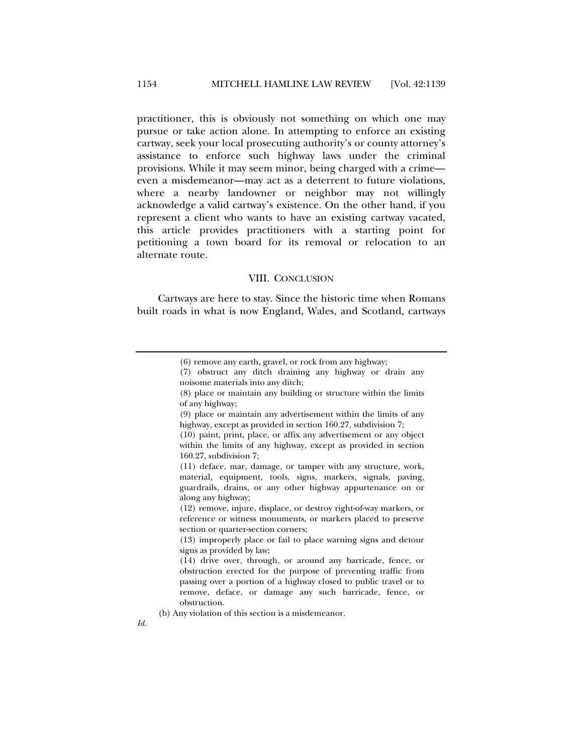practitioner, this is obviously not something on which one may pursue or take action alone. In attempting to enforce an existing cartway, seek your local prosecuting authority's or county attorney's assistance to enforce such highway laws under the criminal provisions. While it may seem minor, being charged with a crime—even a misdemeanor—may act as a deterrent to future violations, where a nearby landowner or neighbor may not willingly acknowledge a valid cartway's existence. On the other hand, if you represent a client who wants to have an existing cartway vacated, this article provides practitioners with a starting point for petitioning a town board for its removal or relocation to an alternate route.

## VIII. CONCLUSION

Cartways are here to stay. Since the historic time when Romans built roads in what is now England, Wales, and Scotland, cartways

---

> (6) remove any earth, gravel, or rock from any highway;
>
> (7) obstruct any ditch draining any highway or drain any noisome materials into any ditch;
>
> (8) place or maintain any building or structure within the limits of any highway;
>
> (9) place or maintain any advertisement within the limits of any highway, except as provided in section 160.27, subdivision 7;
>
> (10) paint, print, place, or affix any advertisement or any object within the limits of any highway, except as provided in section 160.27, subdivision 7;
>
> (11) deface, mar, damage, or tamper with any structure, work, material, equipment, tools, signs, markers, signals, paving, guardrails, drains, or any other highway appurtenance on or along any highway;
>
> (12) remove, injure, displace, or destroy right-of-way markers, or reference or witness monuments, or markers placed to preserve section or quarter-section corners;
>
> (13) improperly place or fail to place warning signs and detour signs as provided by law;
>
> (14) drive over, through, or around any barricade, fence, or obstruction erected for the purpose of preventing traffic from passing over a portion of a highway closed to public travel or to remove, deface, or damage any such barricade, fence, or obstruction.
>
> (b) Any violation of this section is a misdemeanor.

*Id.*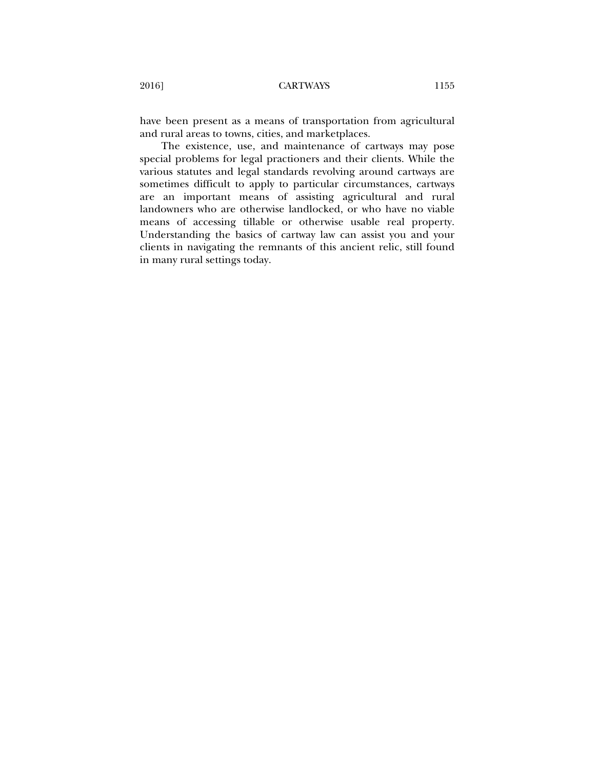have been present as a means of transportation from agricultural and rural areas to towns, cities, and marketplaces.

The existence, use, and maintenance of cartways may pose special problems for legal practioners and their clients. While the various statutes and legal standards revolving around cartways are sometimes difficult to apply to particular circumstances, cartways are an important means of assisting agricultural and rural landowners who are otherwise landlocked, or who have no viable means of accessing tillable or otherwise usable real property. Understanding the basics of cartway law can assist you and your clients in navigating the remnants of this ancient relic, still found in many rural settings today.